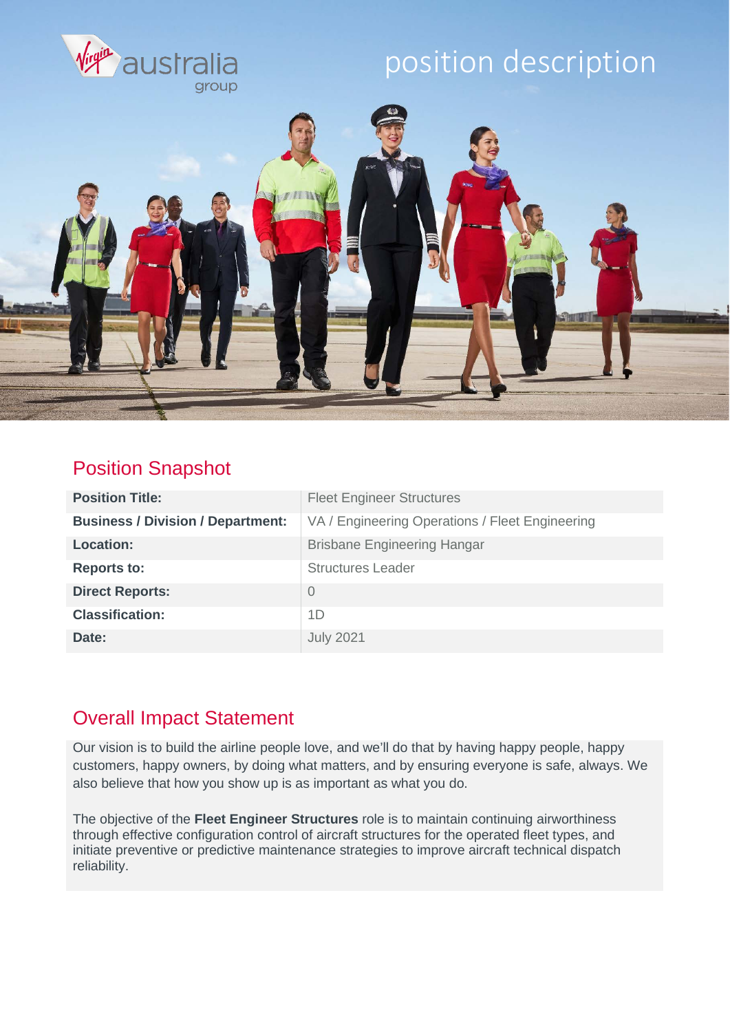virgin australia group

# position description

## Position Snapshot

| | |
|---|---|
| **Position Title:** | Fleet Engineer Structures |
| **Business / Division / Department:** | VA / Engineering Operations / Fleet Engineering |
| **Location:** | Brisbane Engineering Hangar |
| **Reports to:** | Structures Leader |
| **Direct Reports:** | 0 |
| **Classification:** | 1D |
| **Date:** | July 2021 |

## Overall Impact Statement

Our vision is to build the airline people love, and we'll do that by having happy people, happy customers, happy owners, by doing what matters, and by ensuring everyone is safe, always. We also believe that how you show up is as important as what you do.

The objective of the **Fleet Engineer Structures** role is to maintain continuing airworthiness through effective configuration control of aircraft structures for the operated fleet types, and initiate preventive or predictive maintenance strategies to improve aircraft technical dispatch reliability.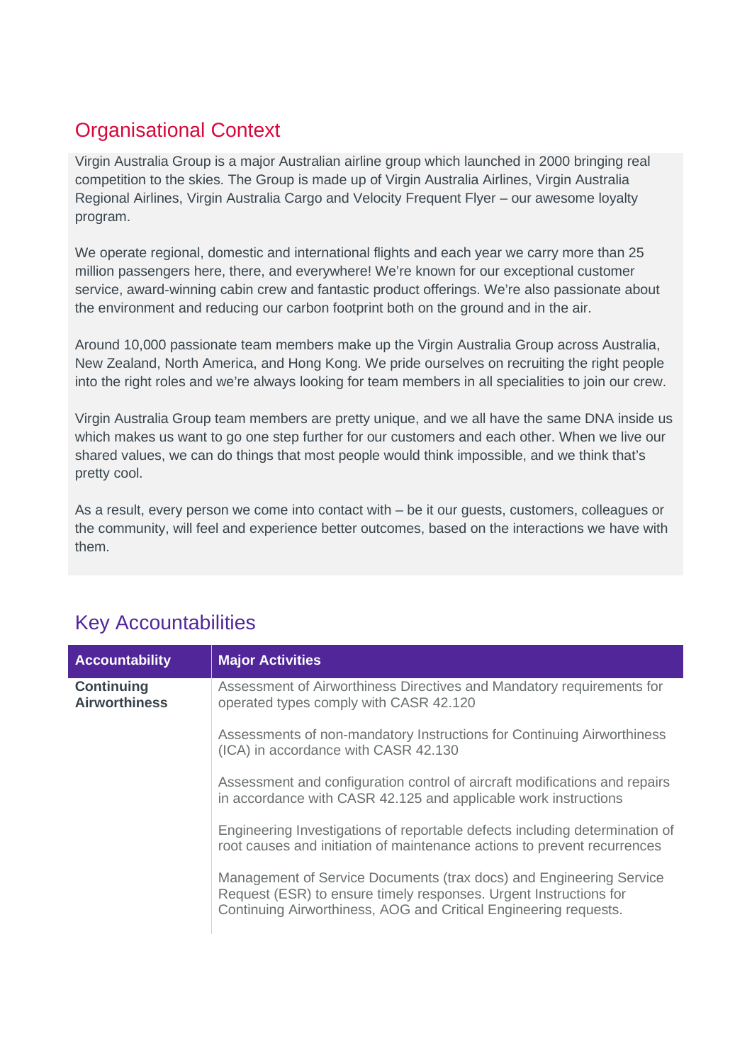## Organisational Context

Virgin Australia Group is a major Australian airline group which launched in 2000 bringing real competition to the skies. The Group is made up of Virgin Australia Airlines, Virgin Australia Regional Airlines, Virgin Australia Cargo and Velocity Frequent Flyer – our awesome loyalty program.

We operate regional, domestic and international flights and each year we carry more than 25 million passengers here, there, and everywhere! We're known for our exceptional customer service, award-winning cabin crew and fantastic product offerings. We're also passionate about the environment and reducing our carbon footprint both on the ground and in the air.

Around 10,000 passionate team members make up the Virgin Australia Group across Australia, New Zealand, North America, and Hong Kong. We pride ourselves on recruiting the right people into the right roles and we're always looking for team members in all specialities to join our crew.

Virgin Australia Group team members are pretty unique, and we all have the same DNA inside us which makes us want to go one step further for our customers and each other. When we live our shared values, we can do things that most people would think impossible, and we think that's pretty cool.

As a result, every person we come into contact with – be it our guests, customers, colleagues or the community, will feel and experience better outcomes, based on the interactions we have with them.

## Key Accountabilities

| Accountability | Major Activities |
|---|---|
| **Continuing Airworthiness** | Assessment of Airworthiness Directives and Mandatory requirements for operated types comply with CASR 42.120 |
| | Assessments of non-mandatory Instructions for Continuing Airworthiness (ICA) in accordance with CASR 42.130 |
| | Assessment and configuration control of aircraft modifications and repairs in accordance with CASR 42.125 and applicable work instructions |
| | Engineering Investigations of reportable defects including determination of root causes and initiation of maintenance actions to prevent recurrences |
| | Management of Service Documents (trax docs) and Engineering Service Request (ESR) to ensure timely responses. Urgent Instructions for Continuing Airworthiness, AOG and Critical Engineering requests. |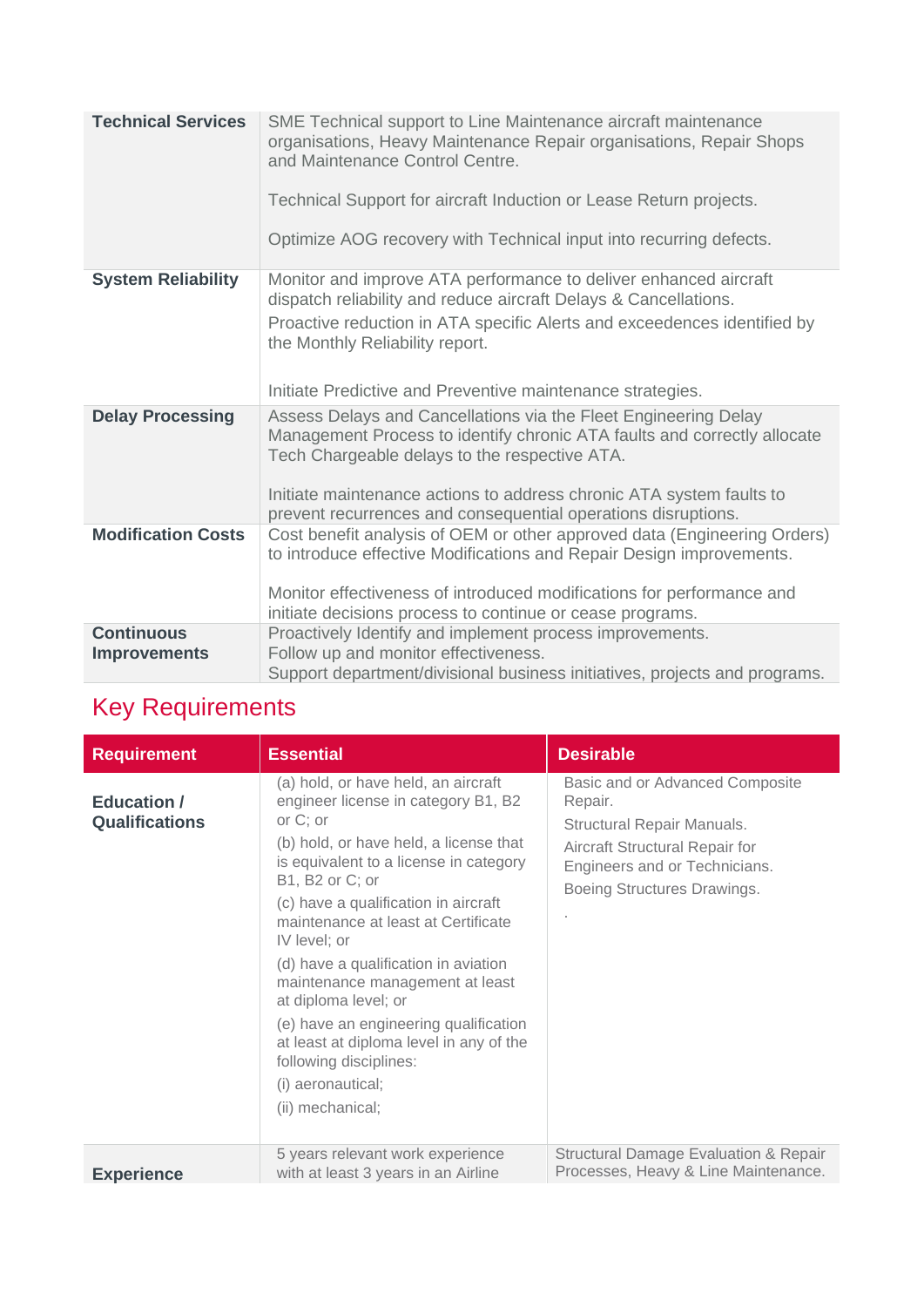| | |
|---|---|
| **Technical Services** | SME Technical support to Line Maintenance aircraft maintenance organisations, Heavy Maintenance Repair organisations, Repair Shops and Maintenance Control Centre.<br><br>Technical Support for aircraft Induction or Lease Return projects.<br><br>Optimize AOG recovery with Technical input into recurring defects. |
| **System Reliability** | Monitor and improve ATA performance to deliver enhanced aircraft dispatch reliability and reduce aircraft Delays & Cancellations.<br>Proactive reduction in ATA specific Alerts and exceedences identified by the Monthly Reliability report.<br><br>Initiate Predictive and Preventive maintenance strategies. |
| **Delay Processing** | Assess Delays and Cancellations via the Fleet Engineering Delay Management Process to identify chronic ATA faults and correctly allocate Tech Chargeable delays to the respective ATA.<br><br>Initiate maintenance actions to address chronic ATA system faults to prevent recurrences and consequential operations disruptions. |
| **Modification Costs** | Cost benefit analysis of OEM or other approved data (Engineering Orders) to introduce effective Modifications and Repair Design improvements.<br><br>Monitor effectiveness of introduced modifications for performance and initiate decisions process to continue or cease programs. |
| **Continuous Improvements** | Proactively Identify and implement process improvements.<br>Follow up and monitor effectiveness.<br>Support department/divisional business initiatives, projects and programs. |

## Key Requirements

| Requirement | Essential | Desirable |
|---|---|---|
| **Education / Qualifications** | (a) hold, or have held, an aircraft engineer license in category B1, B2 or C; or<br>(b) hold, or have held, a license that is equivalent to a license in category B1, B2 or C; or<br>(c) have a qualification in aircraft maintenance at least at Certificate IV level; or<br>(d) have a qualification in aviation maintenance management at least at diploma level; or<br>(e) have an engineering qualification at least at diploma level in any of the following disciplines:<br>(i) aeronautical;<br>(ii) mechanical; | Basic and or Advanced Composite Repair.<br>Structural Repair Manuals.<br>Aircraft Structural Repair for Engineers and or Technicians.<br>Boeing Structures Drawings.<br>. |
| **Experience** | 5 years relevant work experience with at least 3 years in an Airline | Structural Damage Evaluation & Repair Processes, Heavy & Line Maintenance. |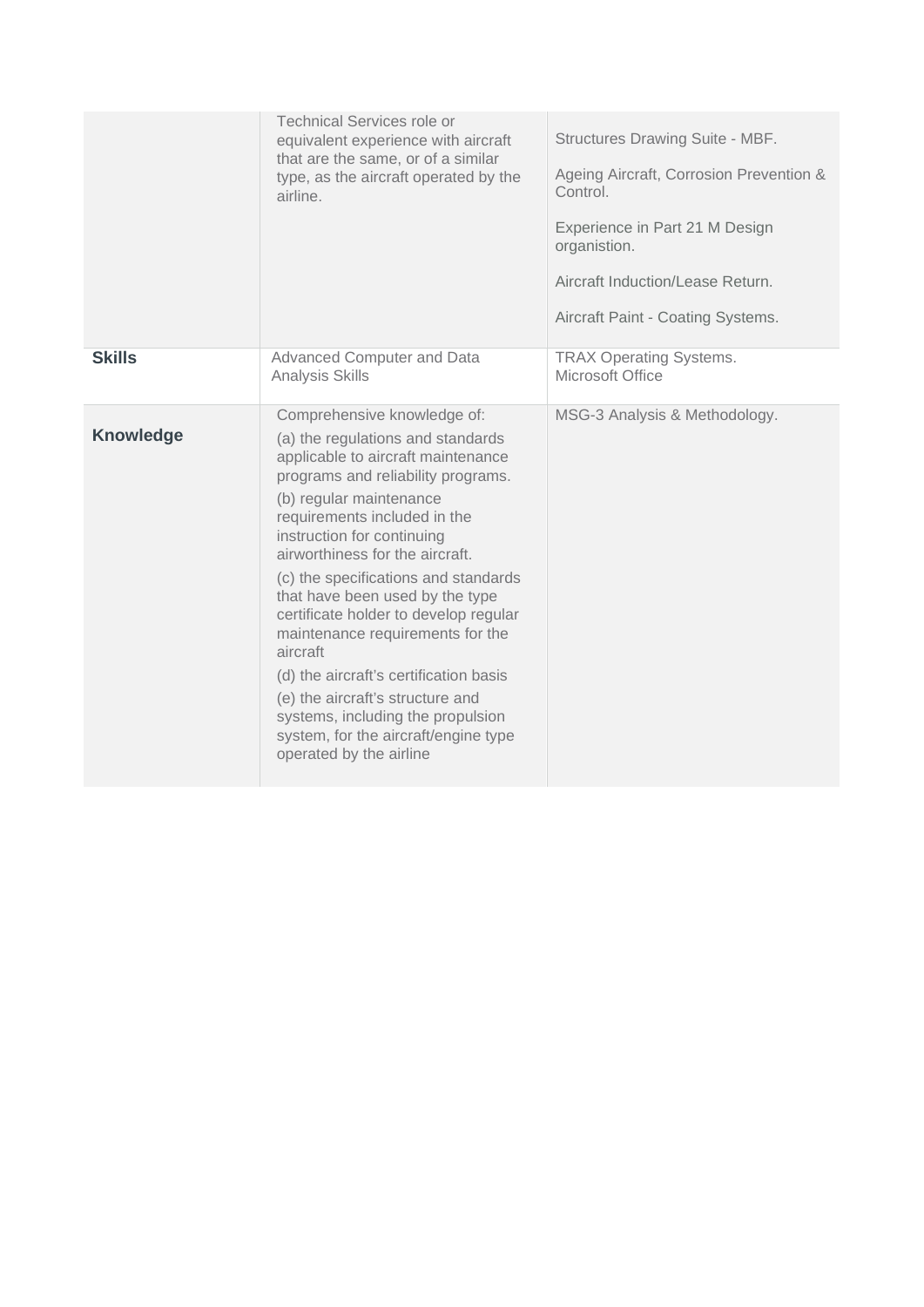| | | |
|---|---|---|
| | Technical Services role or equivalent experience with aircraft that are the same, or of a similar type, as the aircraft operated by the airline. | Structures Drawing Suite - MBF.<br><br>Ageing Aircraft, Corrosion Prevention & Control.<br><br>Experience in Part 21 M Design organistion.<br><br>Aircraft Induction/Lease Return.<br><br>Aircraft Paint - Coating Systems. |
| **Skills** | Advanced Computer and Data Analysis Skills | TRAX Operating Systems.<br>Microsoft Office |
| **Knowledge** | Comprehensive knowledge of:<br>(a) the regulations and standards applicable to aircraft maintenance programs and reliability programs.<br>(b) regular maintenance requirements included in the instruction for continuing airworthiness for the aircraft.<br>(c) the specifications and standards that have been used by the type certificate holder to develop regular maintenance requirements for the aircraft<br>(d) the aircraft's certification basis<br>(e) the aircraft's structure and systems, including the propulsion system, for the aircraft/engine type operated by the airline | MSG-3 Analysis & Methodology. |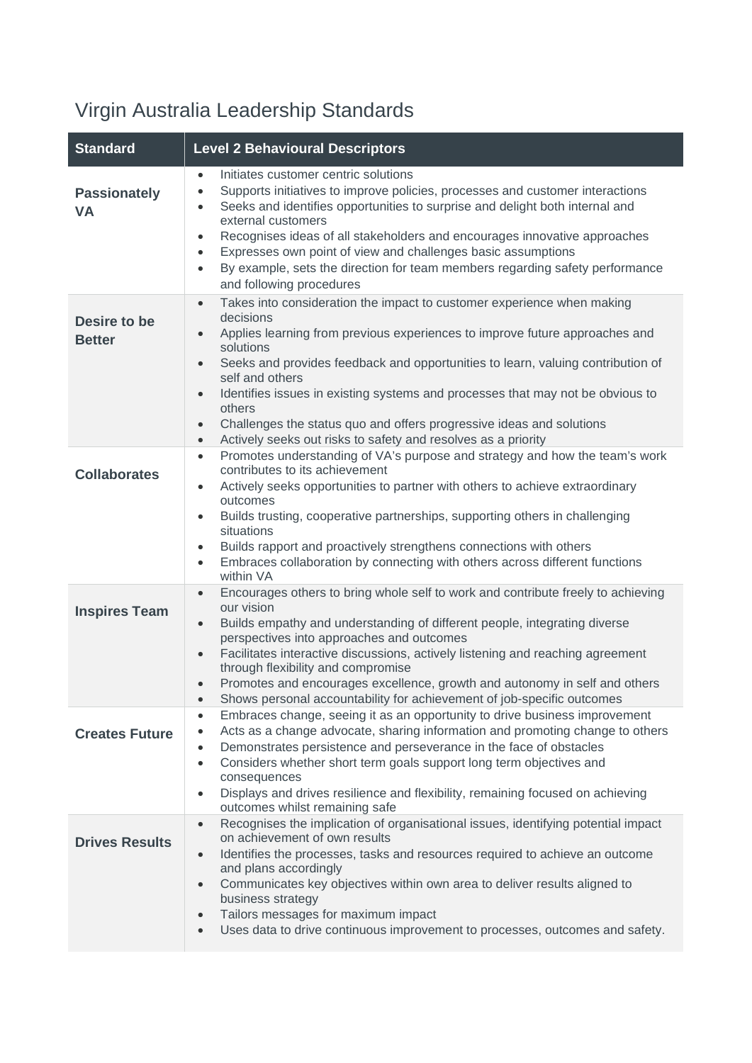# Virgin Australia Leadership Standards

| Standard | Level 2 Behavioural Descriptors |
|---|---|
| **Passionately VA** | • Initiates customer centric solutions<br>• Supports initiatives to improve policies, processes and customer interactions<br>• Seeks and identifies opportunities to surprise and delight both internal and external customers<br>• Recognises ideas of all stakeholders and encourages innovative approaches<br>• Expresses own point of view and challenges basic assumptions<br>• By example, sets the direction for team members regarding safety performance and following procedures |
| **Desire to be Better** | • Takes into consideration the impact to customer experience when making decisions<br>• Applies learning from previous experiences to improve future approaches and solutions<br>• Seeks and provides feedback and opportunities to learn, valuing contribution of self and others<br>• Identifies issues in existing systems and processes that may not be obvious to others<br>• Challenges the status quo and offers progressive ideas and solutions<br>• Actively seeks out risks to safety and resolves as a priority |
| **Collaborates** | • Promotes understanding of VA's purpose and strategy and how the team's work contributes to its achievement<br>• Actively seeks opportunities to partner with others to achieve extraordinary outcomes<br>• Builds trusting, cooperative partnerships, supporting others in challenging situations<br>• Builds rapport and proactively strengthens connections with others<br>• Embraces collaboration by connecting with others across different functions within VA |
| **Inspires Team** | • Encourages others to bring whole self to work and contribute freely to achieving our vision<br>• Builds empathy and understanding of different people, integrating diverse perspectives into approaches and outcomes<br>• Facilitates interactive discussions, actively listening and reaching agreement through flexibility and compromise<br>• Promotes and encourages excellence, growth and autonomy in self and others<br>• Shows personal accountability for achievement of job-specific outcomes |
| **Creates Future** | • Embraces change, seeing it as an opportunity to drive business improvement<br>• Acts as a change advocate, sharing information and promoting change to others<br>• Demonstrates persistence and perseverance in the face of obstacles<br>• Considers whether short term goals support long term objectives and consequences<br>• Displays and drives resilience and flexibility, remaining focused on achieving outcomes whilst remaining safe |
| **Drives Results** | • Recognises the implication of organisational issues, identifying potential impact on achievement of own results<br>• Identifies the processes, tasks and resources required to achieve an outcome and plans accordingly<br>• Communicates key objectives within own area to deliver results aligned to business strategy<br>• Tailors messages for maximum impact<br>• Uses data to drive continuous improvement to processes, outcomes and safety. |